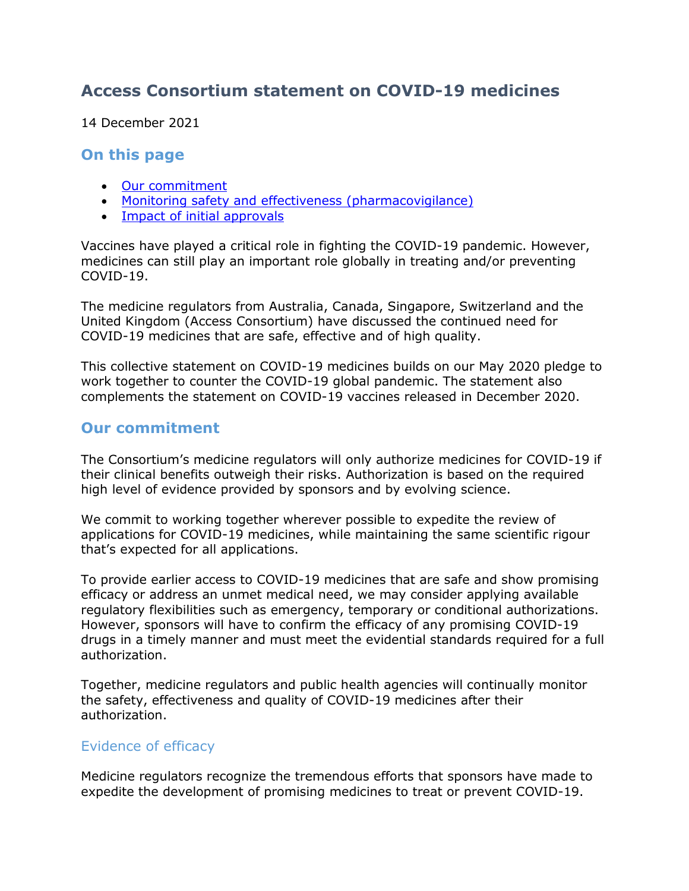# Access Consortium statement on COVID-19 medicines

14 December 2021

## On this page

- Our commitment
- Monitoring safety and effectiveness (pharmacovigilance)
- Impact of initial approvals

Vaccines have played a critical role in fighting the COVID-19 pandemic. However, medicines can still play an important role globally in treating and/or preventing COVID-19.

The medicine regulators from Australia, Canada, Singapore, Switzerland and the United Kingdom (Access Consortium) have discussed the continued need for COVID-19 medicines that are safe, effective and of high quality.

This collective statement on COVID-19 medicines builds on our May 2020 pledge to work together to counter the COVID-19 global pandemic. The statement also complements the statement on COVID-19 vaccines released in December 2020.

## Our commitment

The Consortium's medicine regulators will only authorize medicines for COVID-19 if their clinical benefits outweigh their risks. Authorization is based on the required high level of evidence provided by sponsors and by evolving science.

We commit to working together wherever possible to expedite the review of applications for COVID-19 medicines, while maintaining the same scientific rigour that's expected for all applications.

To provide earlier access to COVID-19 medicines that are safe and show promising efficacy or address an unmet medical need, we may consider applying available regulatory flexibilities such as emergency, temporary or conditional authorizations. However, sponsors will have to confirm the efficacy of any promising COVID-19 drugs in a timely manner and must meet the evidential standards required for a full authorization.

Together, medicine regulators and public health agencies will continually monitor the safety, effectiveness and quality of COVID-19 medicines after their authorization.

### Evidence of efficacy

Medicine regulators recognize the tremendous efforts that sponsors have made to expedite the development of promising medicines to treat or prevent COVID-19.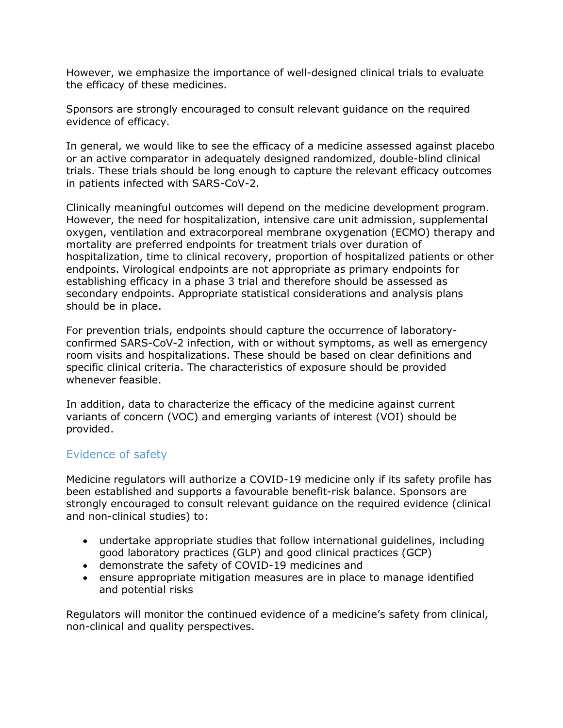However, we emphasize the importance of well-designed clinical trials to evaluate the efficacy of these medicines.

Sponsors are strongly encouraged to consult relevant guidance on the required evidence of efficacy.

In general, we would like to see the efficacy of a medicine assessed against placebo or an active comparator in adequately designed randomized, double-blind clinical trials. These trials should be long enough to capture the relevant efficacy outcomes in patients infected with SARS-CoV-2.

Clinically meaningful outcomes will depend on the medicine development program. However, the need for hospitalization, intensive care unit admission, supplemental oxygen, ventilation and extracorporeal membrane oxygenation (ECMO) therapy and mortality are preferred endpoints for treatment trials over duration of hospitalization, time to clinical recovery, proportion of hospitalized patients or other endpoints. Virological endpoints are not appropriate as primary endpoints for establishing efficacy in a phase 3 trial and therefore should be assessed as secondary endpoints. Appropriate statistical considerations and analysis plans should be in place.

For prevention trials, endpoints should capture the occurrence of laboratory-confirmed SARS-CoV-2 infection, with or without symptoms, as well as emergency room visits and hospitalizations. These should be based on clear definitions and specific clinical criteria. The characteristics of exposure should be provided whenever feasible.

In addition, data to characterize the efficacy of the medicine against current variants of concern (VOC) and emerging variants of interest (VOI) should be provided.

## Evidence of safety

Medicine regulators will authorize a COVID-19 medicine only if its safety profile has been established and supports a favourable benefit-risk balance. Sponsors are strongly encouraged to consult relevant guidance on the required evidence (clinical and non-clinical studies) to:

- undertake appropriate studies that follow international guidelines, including good laboratory practices (GLP) and good clinical practices (GCP)
- demonstrate the safety of COVID-19 medicines and
- ensure appropriate mitigation measures are in place to manage identified and potential risks

Regulators will monitor the continued evidence of a medicine's safety from clinical, non-clinical and quality perspectives.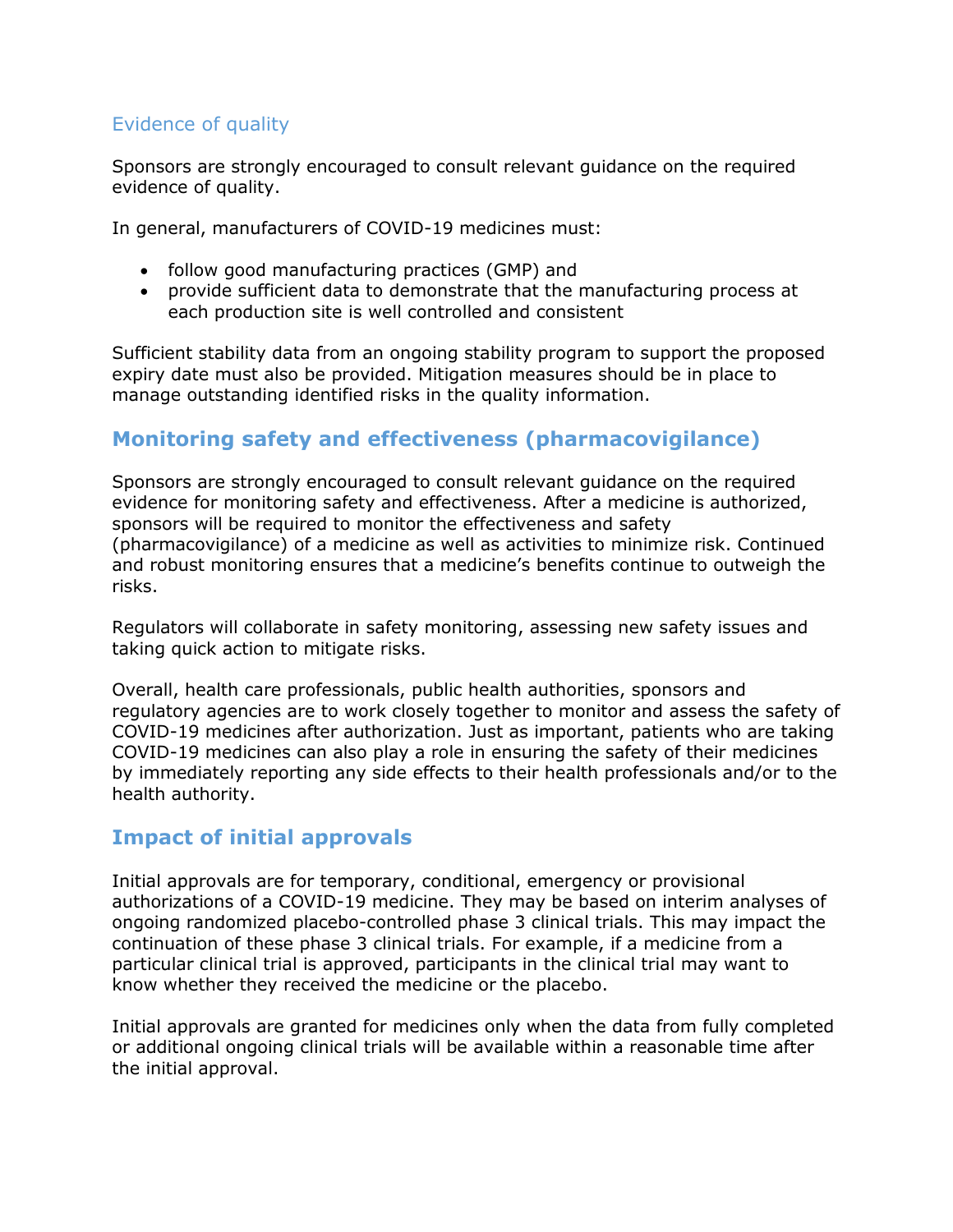### Evidence of quality

Sponsors are strongly encouraged to consult relevant guidance on the required evidence of quality.

In general, manufacturers of COVID-19 medicines must:

- follow good manufacturing practices (GMP) and
- provide sufficient data to demonstrate that the manufacturing process at each production site is well controlled and consistent

Sufficient stability data from an ongoing stability program to support the proposed expiry date must also be provided. Mitigation measures should be in place to manage outstanding identified risks in the quality information.

## Monitoring safety and effectiveness (pharmacovigilance)

Sponsors are strongly encouraged to consult relevant guidance on the required evidence for monitoring safety and effectiveness. After a medicine is authorized, sponsors will be required to monitor the effectiveness and safety (pharmacovigilance) of a medicine as well as activities to minimize risk. Continued and robust monitoring ensures that a medicine's benefits continue to outweigh the risks.

Regulators will collaborate in safety monitoring, assessing new safety issues and taking quick action to mitigate risks.

Overall, health care professionals, public health authorities, sponsors and regulatory agencies are to work closely together to monitor and assess the safety of COVID-19 medicines after authorization. Just as important, patients who are taking COVID-19 medicines can also play a role in ensuring the safety of their medicines by immediately reporting any side effects to their health professionals and/or to the health authority.

## Impact of initial approvals

Initial approvals are for temporary, conditional, emergency or provisional authorizations of a COVID-19 medicine. They may be based on interim analyses of ongoing randomized placebo-controlled phase 3 clinical trials. This may impact the continuation of these phase 3 clinical trials. For example, if a medicine from a particular clinical trial is approved, participants in the clinical trial may want to know whether they received the medicine or the placebo.

Initial approvals are granted for medicines only when the data from fully completed or additional ongoing clinical trials will be available within a reasonable time after the initial approval.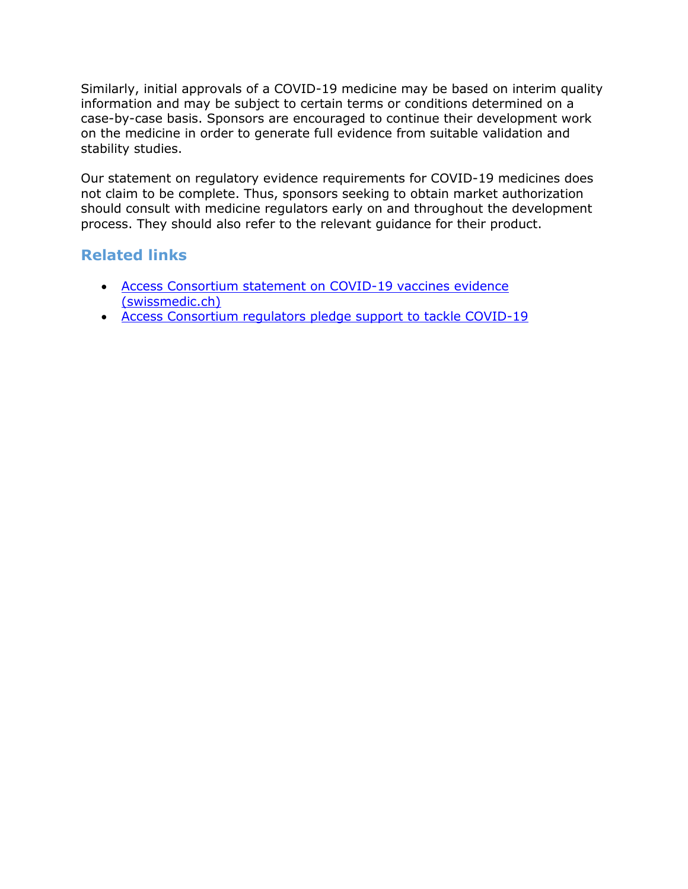Similarly, initial approvals of a COVID-19 medicine may be based on interim quality information and may be subject to certain terms or conditions determined on a case-by-case basis. Sponsors are encouraged to continue their development work on the medicine in order to generate full evidence from suitable validation and stability studies.

Our statement on regulatory evidence requirements for COVID-19 medicines does not claim to be complete. Thus, sponsors seeking to obtain market authorization should consult with medicine regulators early on and throughout the development process. They should also refer to the relevant guidance for their product.

## Related links

- Access Consortium statement on COVID-19 vaccines evidence (swissmedic.ch)
- Access Consortium regulators pledge support to tackle COVID-19